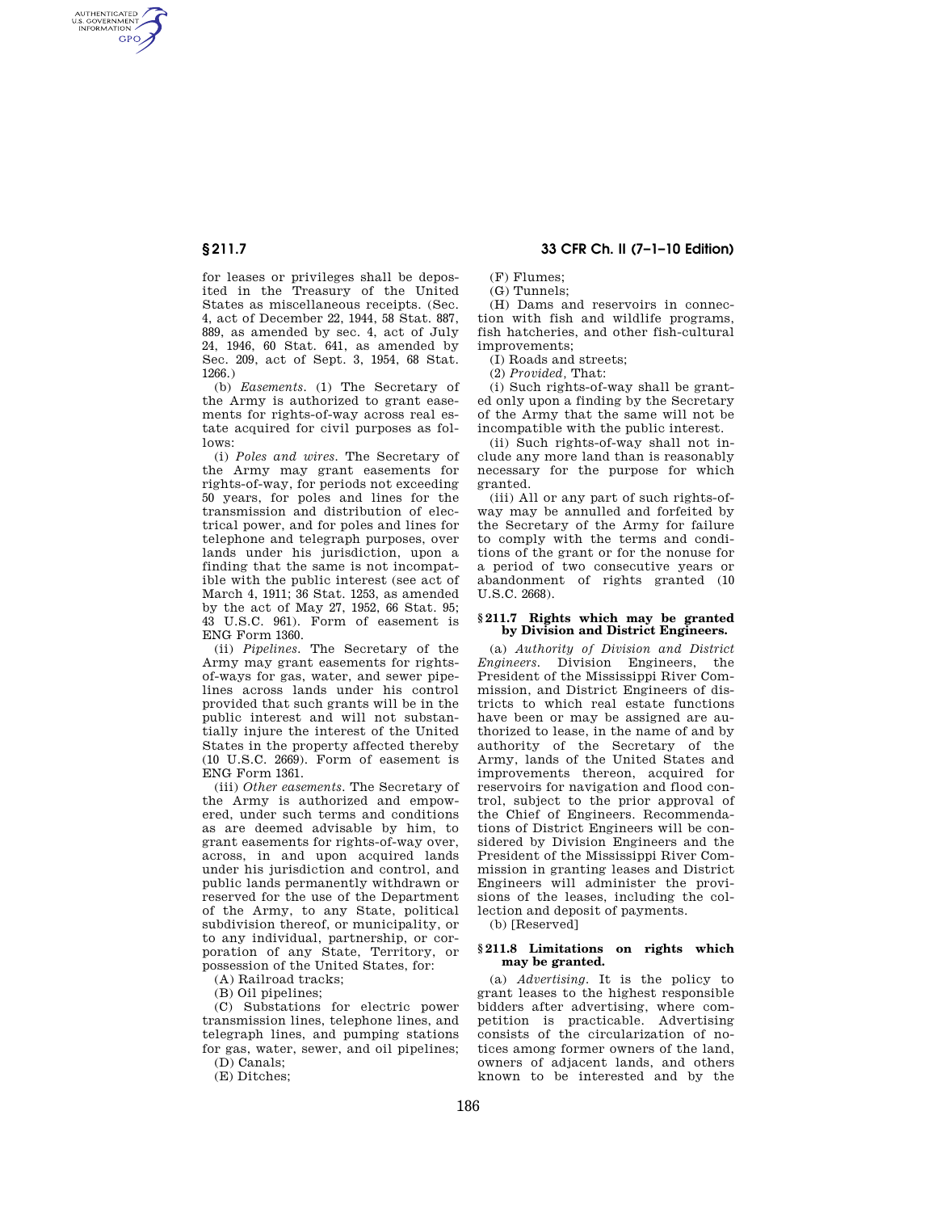for leases or privileges shall be deposited in the Treasury of the United States as miscellaneous receipts. (Sec. 4, act of December 22, 1944, 58 Stat. 887, 889, as amended by sec. 4, act of July 24, 1946, 60 Stat. 641, as amended by Sec. 209, act of Sept. 3, 1954, 68 Stat. 1266.)

(b) *Easements.* (1) The Secretary of the Army is authorized to grant easements for rights-of-way across real estate acquired for civil purposes as follows:

(i) *Poles and wires.* The Secretary of the Army may grant easements for rights-of-way, for periods not exceeding 50 years, for poles and lines for the transmission and distribution of electrical power, and for poles and lines for telephone and telegraph purposes, over lands under his jurisdiction, upon a finding that the same is not incompatible with the public interest (see act of March 4, 1911; 36 Stat. 1253, as amended by the act of May 27, 1952, 66 Stat. 95; 43 U.S.C. 961). Form of easement is ENG Form 1360.

(ii) *Pipelines.* The Secretary of the Army may grant easements for rights-of-ways for gas, water, and sewer pipelines across lands under his control provided that such grants will be in the public interest and will not substantially injure the interest of the United States in the property affected thereby (10 U.S.C. 2669). Form of easement is ENG Form 1361.

(iii) *Other easements.* The Secretary of the Army is authorized and empowered, under such terms and conditions as are deemed advisable by him, to grant easements for rights-of-way over, across, in and upon acquired lands under his jurisdiction and control, and public lands permanently withdrawn or reserved for the use of the Department of the Army, to any State, political subdivision thereof, or municipality, or to any individual, partnership, or corporation of any State, Territory, or possession of the United States, for:

(A) Railroad tracks;

(B) Oil pipelines;

(C) Substations for electric power transmission lines, telephone lines, and telegraph lines, and pumping stations for gas, water, sewer, and oil pipelines;

(D) Canals;

(E) Ditches;

(F) Flumes;

(G) Tunnels;

(H) Dams and reservoirs in connection with fish and wildlife programs, fish hatcheries, and other fish-cultural improvements;

(I) Roads and streets;

(2) *Provided*, That:

(i) Such rights-of-way shall be granted only upon a finding by the Secretary of the Army that the same will not be incompatible with the public interest.

(ii) Such rights-of-way shall not include any more land than is reasonably necessary for the purpose for which granted.

(iii) All or any part of such rights-of-way may be annulled and forfeited by the Secretary of the Army for failure to comply with the terms and conditions of the grant or for the nonuse for a period of two consecutive years or abandonment of rights granted (10 U.S.C. 2668).

### § 211.7 Rights which may be granted by Division and District Engineers.

(a) *Authority of Division and District Engineers.* Division Engineers, the President of the Mississippi River Commission, and District Engineers of districts to which real estate functions have been or may be assigned are authorized to lease, in the name of and by authority of the Secretary of the Army, lands of the United States and improvements thereon, acquired for reservoirs for navigation and flood control, subject to the prior approval of the Chief of Engineers. Recommendations of District Engineers will be considered by Division Engineers and the President of the Mississippi River Commission in granting leases and District Engineers will administer the provisions of the leases, including the collection and deposit of payments.

(b) [Reserved]

### § 211.8 Limitations on rights which may be granted.

(a) *Advertising.* It is the policy to grant leases to the highest responsible bidders after advertising, where competition is practicable. Advertising consists of the circularization of notices among former owners of the land, owners of adjacent lands, and others known to be interested and by the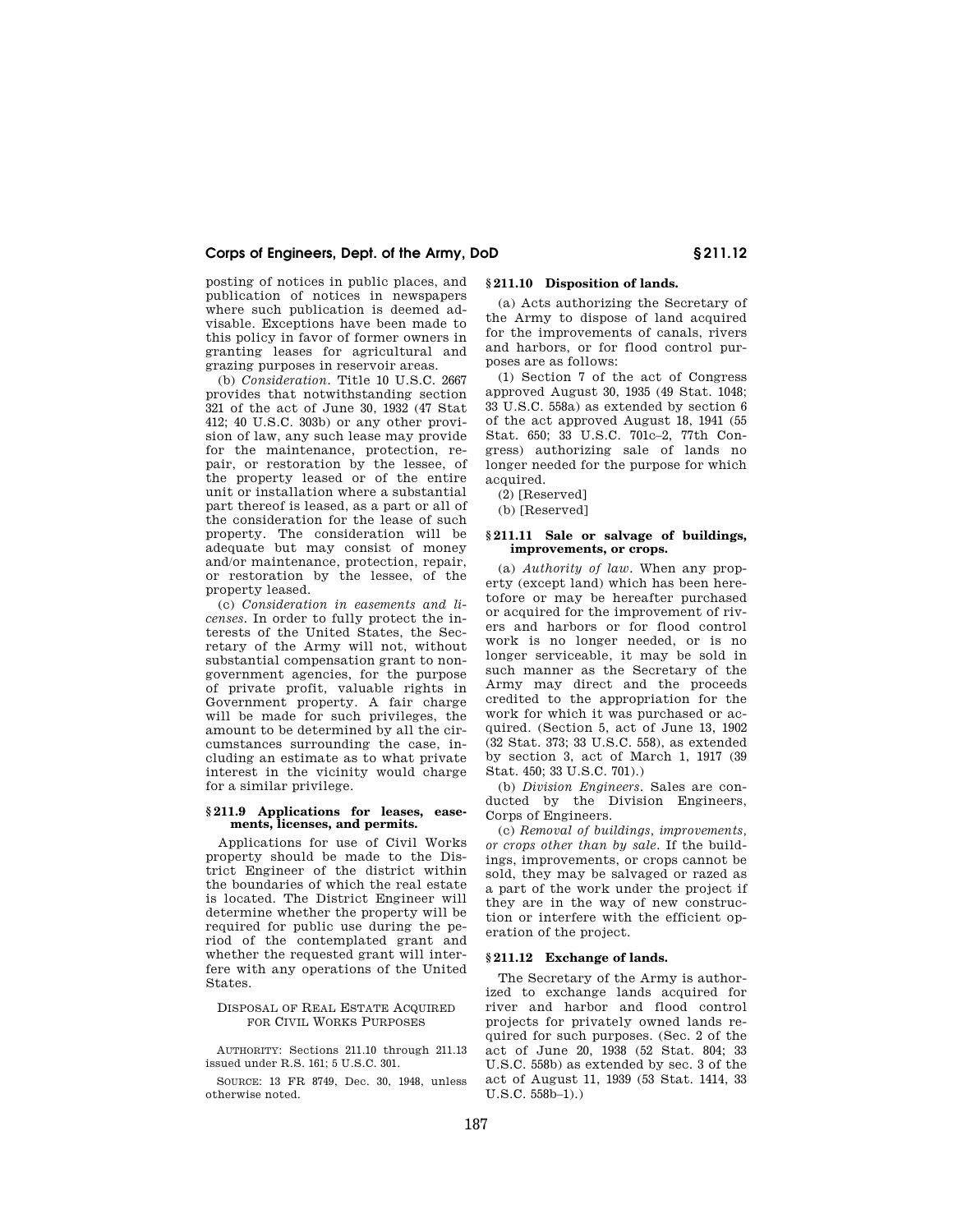posting of notices in public places, and publication of notices in newspapers where such publication is deemed advisable. Exceptions have been made to this policy in favor of former owners in granting leases for agricultural and grazing purposes in reservoir areas.

(b) *Consideration.* Title 10 U.S.C. 2667 provides that notwithstanding section 321 of the act of June 30, 1932 (47 Stat 412; 40 U.S.C. 303b) or any other provision of law, any such lease may provide for the maintenance, protection, repair, or restoration by the lessee, of the property leased or of the entire unit or installation where a substantial part thereof is leased, as a part or all of the consideration for the lease of such property. The consideration will be adequate but may consist of money and/or maintenance, protection, repair, or restoration by the lessee, of the property leased.

(c) *Consideration in easements and licenses.* In order to fully protect the interests of the United States, the Secretary of the Army will not, without substantial compensation grant to non-government agencies, for the purpose of private profit, valuable rights in Government property. A fair charge will be made for such privileges, the amount to be determined by all the circumstances surrounding the case, including an estimate as to what private interest in the vicinity would charge for a similar privilege.

### § 211.9 Applications for leases, easements, licenses, and permits.

Applications for use of Civil Works property should be made to the District Engineer of the district within the boundaries of which the real estate is located. The District Engineer will determine whether the property will be required for public use during the period of the contemplated grant and whether the requested grant will interfere with any operations of the United States.

## DISPOSAL OF REAL ESTATE ACQUIRED FOR CIVIL WORKS PURPOSES

AUTHORITY: Sections 211.10 through 211.13 issued under R.S. 161; 5 U.S.C. 301.

SOURCE: 13 FR 8749, Dec. 30, 1948, unless otherwise noted.

### § 211.10 Disposition of lands.

(a) Acts authorizing the Secretary of the Army to dispose of land acquired for the improvements of canals, rivers and harbors, or for flood control purposes are as follows:

(1) Section 7 of the act of Congress approved August 30, 1935 (49 Stat. 1048; 33 U.S.C. 558a) as extended by section 6 of the act approved August 18, 1941 (55 Stat. 650; 33 U.S.C. 701c–2, 77th Congress) authorizing sale of lands no longer needed for the purpose for which acquired.

(2) [Reserved]

(b) [Reserved]

### § 211.11 Sale or salvage of buildings, improvements, or crops.

(a) *Authority of law.* When any property (except land) which has been heretofore or may be hereafter purchased or acquired for the improvement of rivers and harbors or for flood control work is no longer needed, or is no longer serviceable, it may be sold in such manner as the Secretary of the Army may direct and the proceeds credited to the appropriation for the work for which it was purchased or acquired. (Section 5, act of June 13, 1902 (32 Stat. 373; 33 U.S.C. 558), as extended by section 3, act of March 1, 1917 (39 Stat. 450; 33 U.S.C. 701).)

(b) *Division Engineers.* Sales are conducted by the Division Engineers, Corps of Engineers.

(c) *Removal of buildings, improvements, or crops other than by sale.* If the buildings, improvements, or crops cannot be sold, they may be salvaged or razed as a part of the work under the project if they are in the way of new construction or interfere with the efficient operation of the project.

### § 211.12 Exchange of lands.

The Secretary of the Army is authorized to exchange lands acquired for river and harbor and flood control projects for privately owned lands required for such purposes. (Sec. 2 of the act of June 20, 1938 (52 Stat. 804; 33 U.S.C. 558b) as extended by sec. 3 of the act of August 11, 1939 (53 Stat. 1414, 33 U.S.C. 558b–1).)